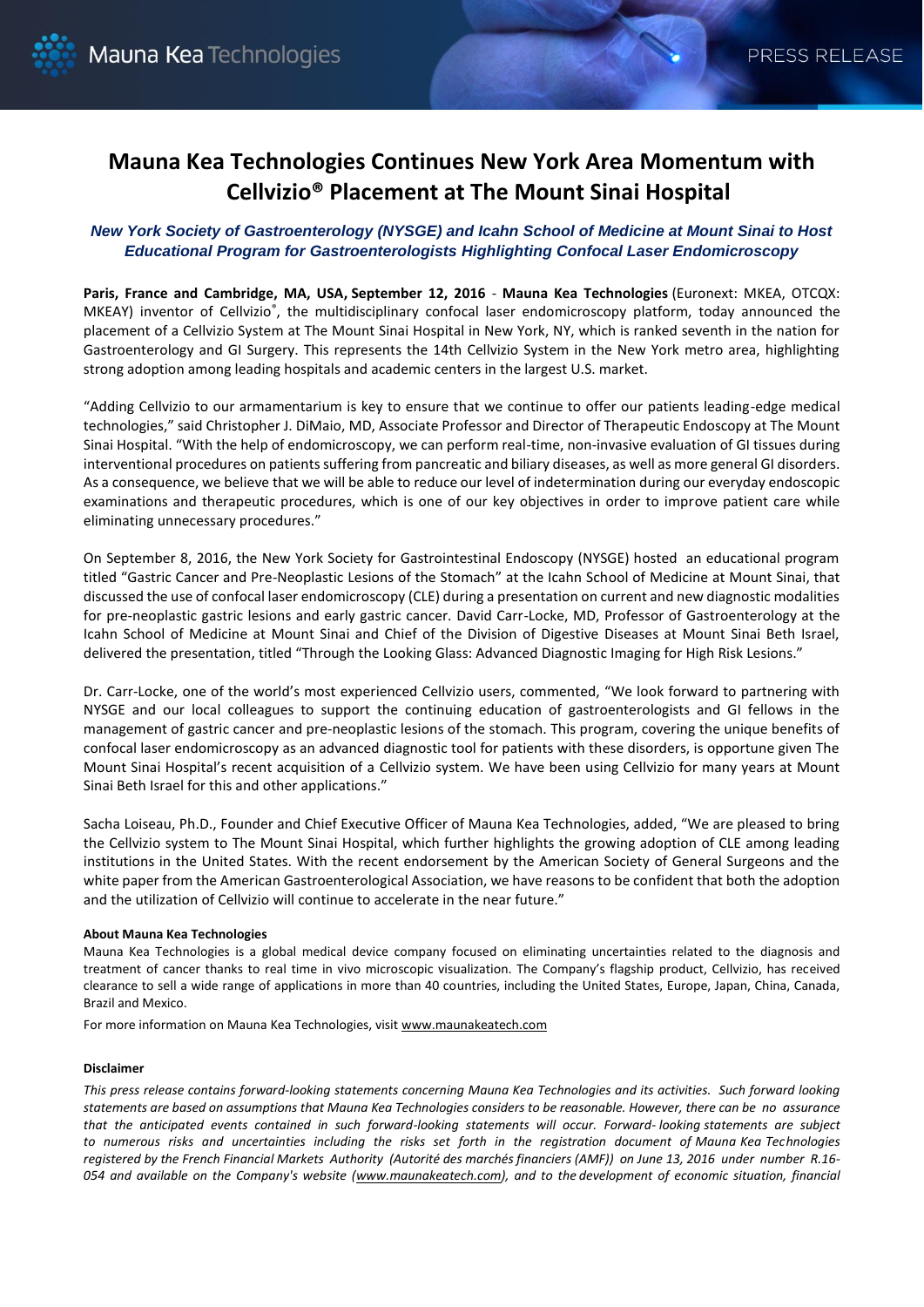# Mauna Kea Technologies Continues New York Area Momentum with Cellvizio® Placement at The Mount Sinai Hospital

***New York Society of Gastroenterology (NYSGE) and Icahn School of Medicine at Mount Sinai to Host Educational Program for Gastroenterologists Highlighting Confocal Laser Endomicroscopy***

**Paris, France and Cambridge, MA, USA, September 12, 2016** - **Mauna Kea Technologies** (Euronext: MKEA, OTCQX: MKEAY) inventor of Cellvizio®, the multidisciplinary confocal laser endomicroscopy platform, today announced the placement of a Cellvizio System at The Mount Sinai Hospital in New York, NY, which is ranked seventh in the nation for Gastroenterology and GI Surgery. This represents the 14th Cellvizio System in the New York metro area, highlighting strong adoption among leading hospitals and academic centers in the largest U.S. market.

"Adding Cellvizio to our armamentarium is key to ensure that we continue to offer our patients leading-edge medical technologies," said Christopher J. DiMaio, MD, Associate Professor and Director of Therapeutic Endoscopy at The Mount Sinai Hospital. "With the help of endomicroscopy, we can perform real-time, non-invasive evaluation of GI tissues during interventional procedures on patients suffering from pancreatic and biliary diseases, as well as more general GI disorders. As a consequence, we believe that we will be able to reduce our level of indetermination during our everyday endoscopic examinations and therapeutic procedures, which is one of our key objectives in order to improve patient care while eliminating unnecessary procedures."

On September 8, 2016, the New York Society for Gastrointestinal Endoscopy (NYSGE) hosted an educational program titled "Gastric Cancer and Pre-Neoplastic Lesions of the Stomach" at the Icahn School of Medicine at Mount Sinai, that discussed the use of confocal laser endomicroscopy (CLE) during a presentation on current and new diagnostic modalities for pre-neoplastic gastric lesions and early gastric cancer. David Carr-Locke, MD, Professor of Gastroenterology at the Icahn School of Medicine at Mount Sinai and Chief of the Division of Digestive Diseases at Mount Sinai Beth Israel, delivered the presentation, titled "Through the Looking Glass: Advanced Diagnostic Imaging for High Risk Lesions."

Dr. Carr-Locke, one of the world's most experienced Cellvizio users, commented, "We look forward to partnering with NYSGE and our local colleagues to support the continuing education of gastroenterologists and GI fellows in the management of gastric cancer and pre-neoplastic lesions of the stomach. This program, covering the unique benefits of confocal laser endomicroscopy as an advanced diagnostic tool for patients with these disorders, is opportune given The Mount Sinai Hospital's recent acquisition of a Cellvizio system. We have been using Cellvizio for many years at Mount Sinai Beth Israel for this and other applications."

Sacha Loiseau, Ph.D., Founder and Chief Executive Officer of Mauna Kea Technologies, added, "We are pleased to bring the Cellvizio system to The Mount Sinai Hospital, which further highlights the growing adoption of CLE among leading institutions in the United States. With the recent endorsement by the American Society of General Surgeons and the white paper from the American Gastroenterological Association, we have reasons to be confident that both the adoption and the utilization of Cellvizio will continue to accelerate in the near future."

**About Mauna Kea Technologies**

Mauna Kea Technologies is a global medical device company focused on eliminating uncertainties related to the diagnosis and treatment of cancer thanks to real time in vivo microscopic visualization. The Company's flagship product, Cellvizio, has received clearance to sell a wide range of applications in more than 40 countries, including the United States, Europe, Japan, China, Canada, Brazil and Mexico.

For more information on Mauna Kea Technologies, visit www.maunakeatech.com

**Disclaimer**

*This press release contains forward-looking statements concerning Mauna Kea Technologies and its activities. Such forward looking statements are based on assumptions that Mauna Kea Technologies considers to be reasonable. However, there can be no assurance that the anticipated events contained in such forward-looking statements will occur. Forward- looking statements are subject to numerous risks and uncertainties including the risks set forth in the registration document of Mauna Kea Technologies registered by the French Financial Markets Authority (Autorité des marchés financiers (AMF)) on June 13, 2016 under number R.16-054 and available on the Company's website (www.maunakeatech.com), and to the development of economic situation, financial*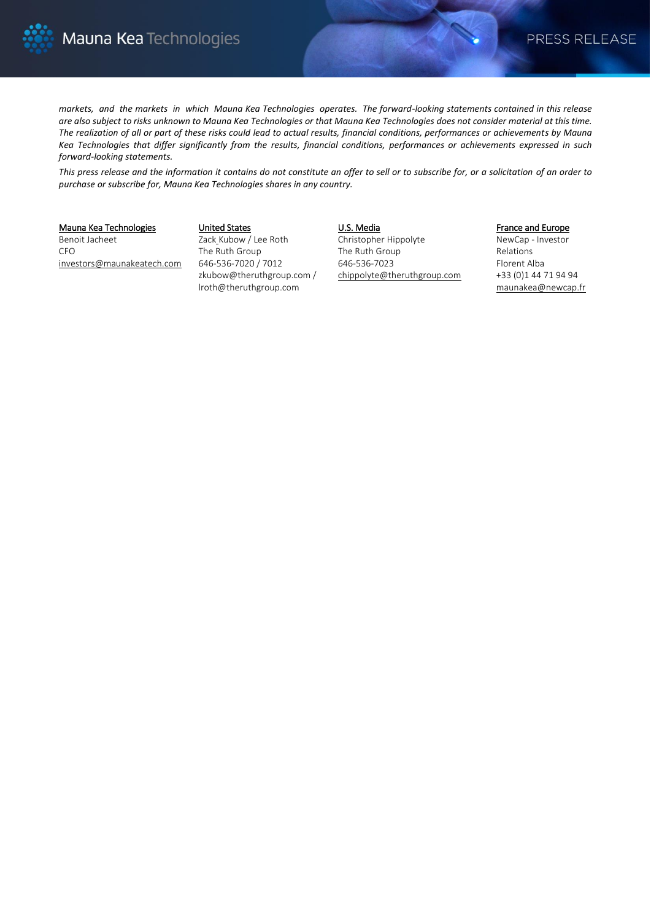*markets, and the markets in which Mauna Kea Technologies operates. The forward-looking statements contained in this release are also subject to risks unknown to Mauna Kea Technologies or that Mauna Kea Technologies does not consider material at this time. The realization of all or part of these risks could lead to actual results, financial conditions, performances or achievements by Mauna Kea Technologies that differ significantly from the results, financial conditions, performances or achievements expressed in such forward-looking statements.*

*This press release and the information it contains do not constitute an offer to sell or to subscribe for, or a solicitation of an order to purchase or subscribe for, Mauna Kea Technologies shares in any country.*

**Mauna Kea Technologies**
Benoit Jacheet
CFO
investors@maunakeatech.com

**United States**
Zack Kubow / Lee Roth
The Ruth Group
646-536-7020 / 7012
zkubow@theruthgroup.com / lroth@theruthgroup.com

**U.S. Media**
Christopher Hippolyte
The Ruth Group
646-536-7023
chippolyte@theruthgroup.com

**France and Europe**
NewCap - Investor Relations
Florent Alba
+33 (0)1 44 71 94 94
maunakea@newcap.fr